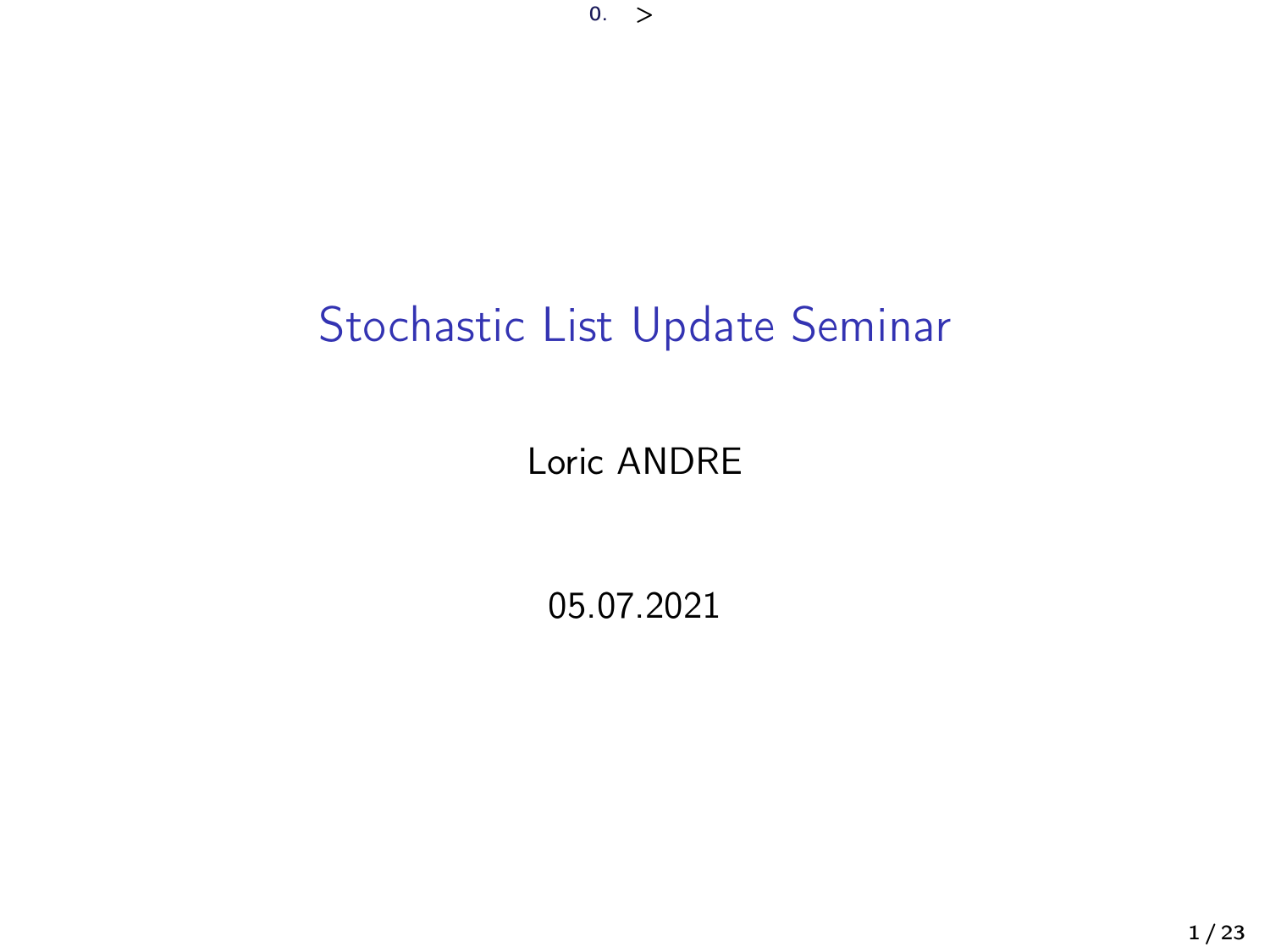# Stochastic List Update Seminar

Loric ANDRE

05.07.2021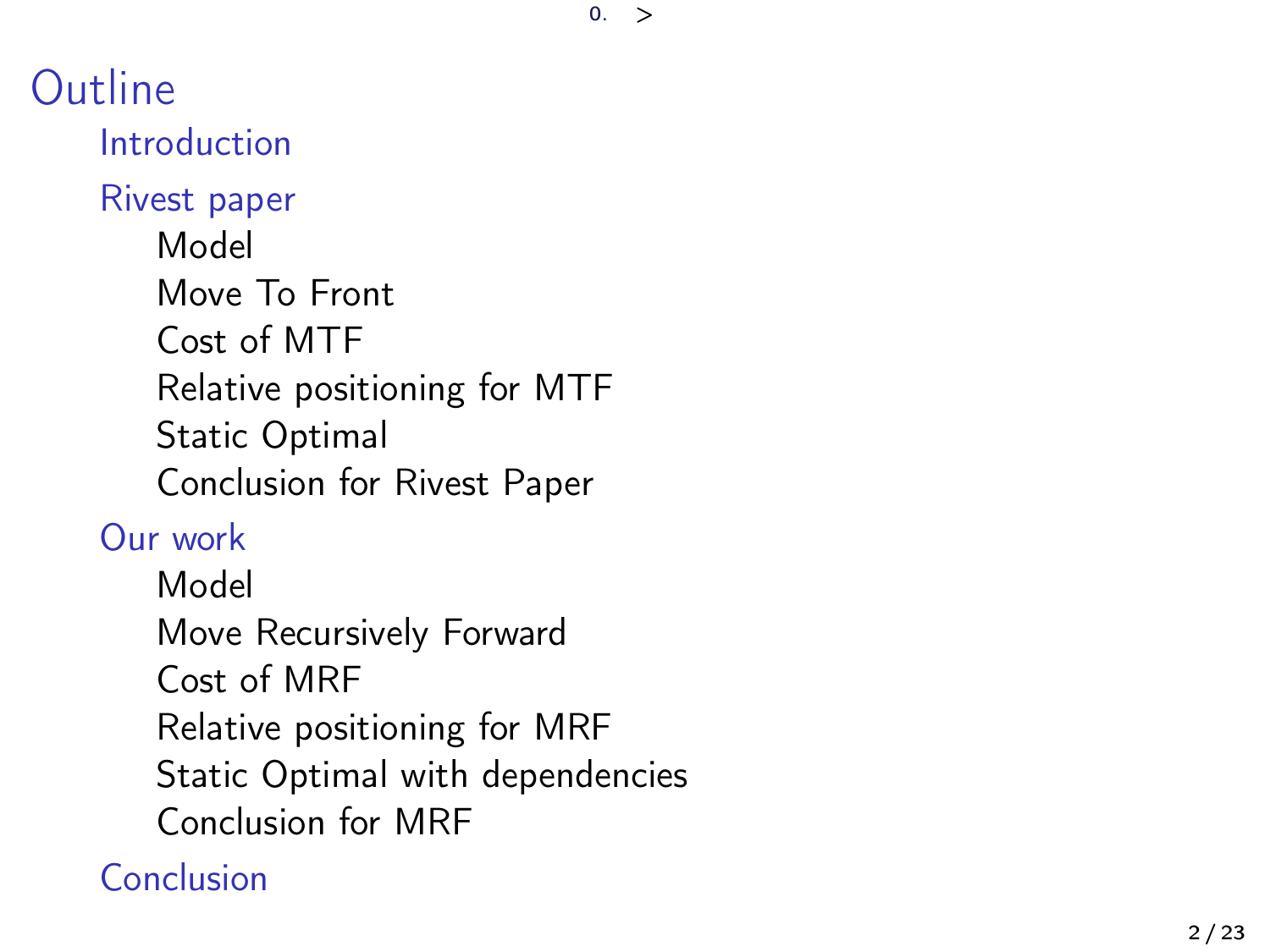# Outline

- Introduction
- Rivest paper
  - Model
  - Move To Front
  - Cost of MTF
  - Relative positioning for MTF
  - Static Optimal
  - Conclusion for Rivest Paper
- Our work
  - Model
  - Move Recursively Forward
  - Cost of MRF
  - Relative positioning for MRF
  - Static Optimal with dependencies
  - Conclusion for MRF
- Conclusion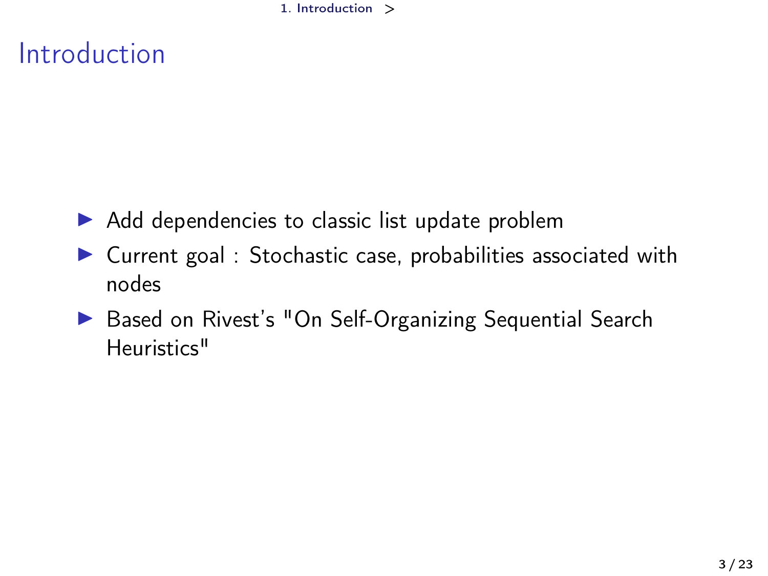# Introduction

- Add dependencies to classic list update problem
- Current goal : Stochastic case, probabilities associated with nodes
- Based on Rivest's "On Self-Organizing Sequential Search Heuristics"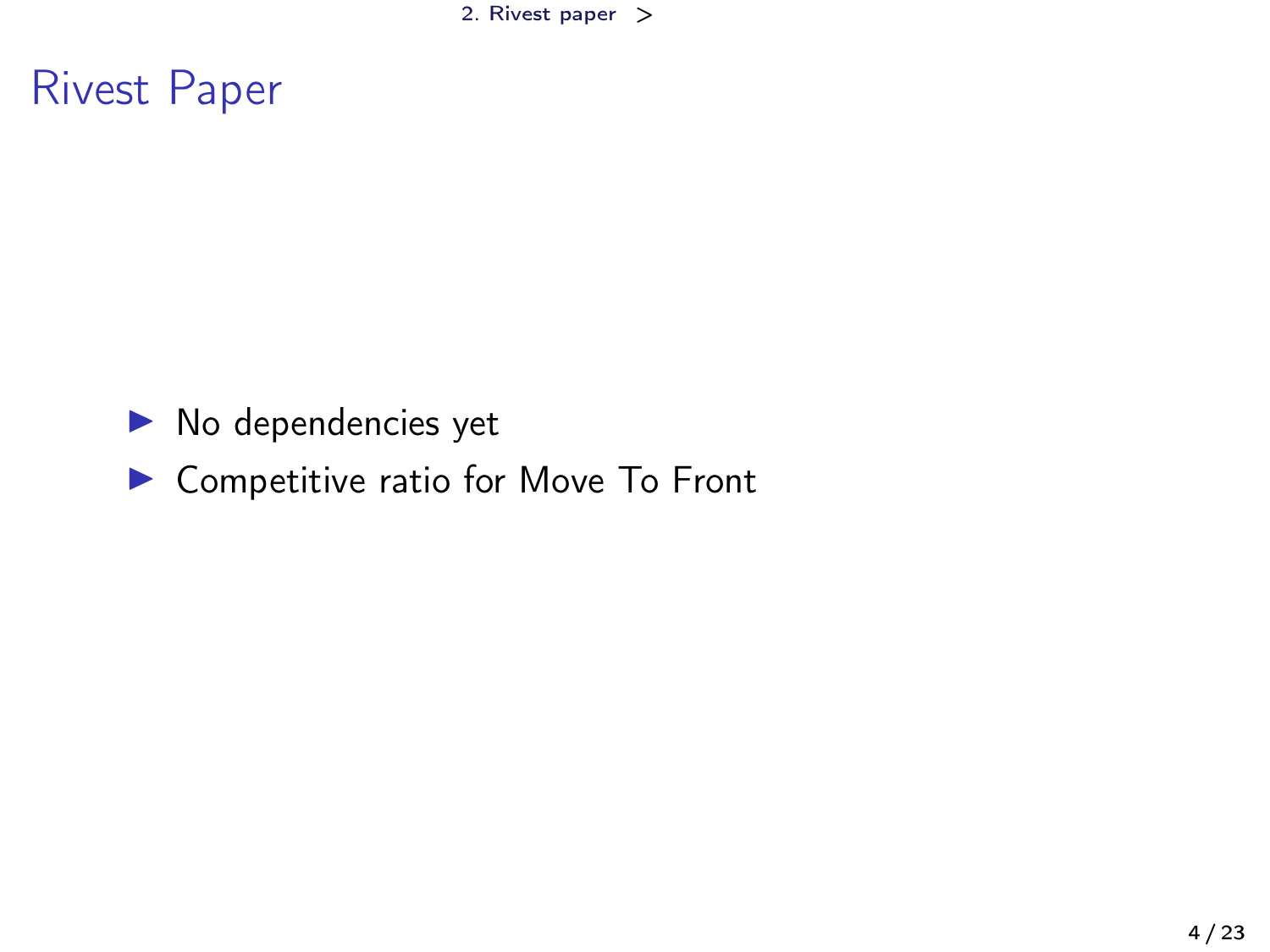# Rivest Paper

- No dependencies yet
- Competitive ratio for Move To Front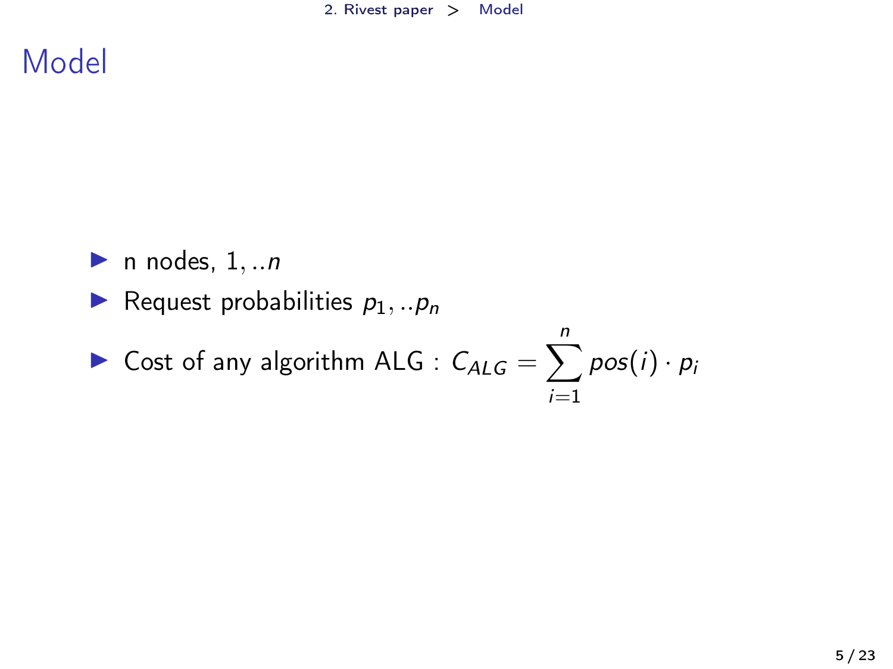# Model

- n nodes, $1, ..n$
- Request probabilities $p_1, ..p_n$
- Cost of any algorithm ALG : $C_{ALG} = \sum_{i=1}^{n} pos(i) \cdot p_i$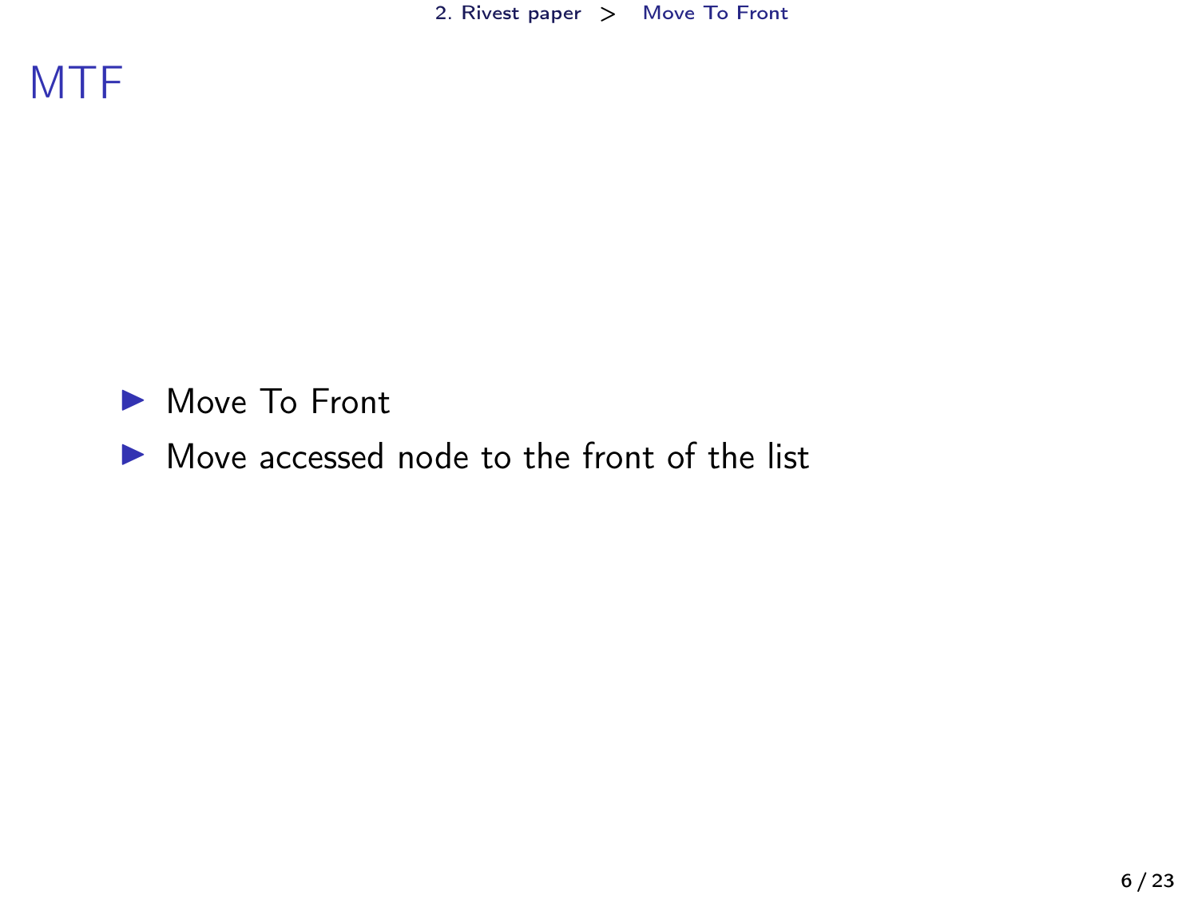# MTF

- Move To Front
- Move accessed node to the front of the list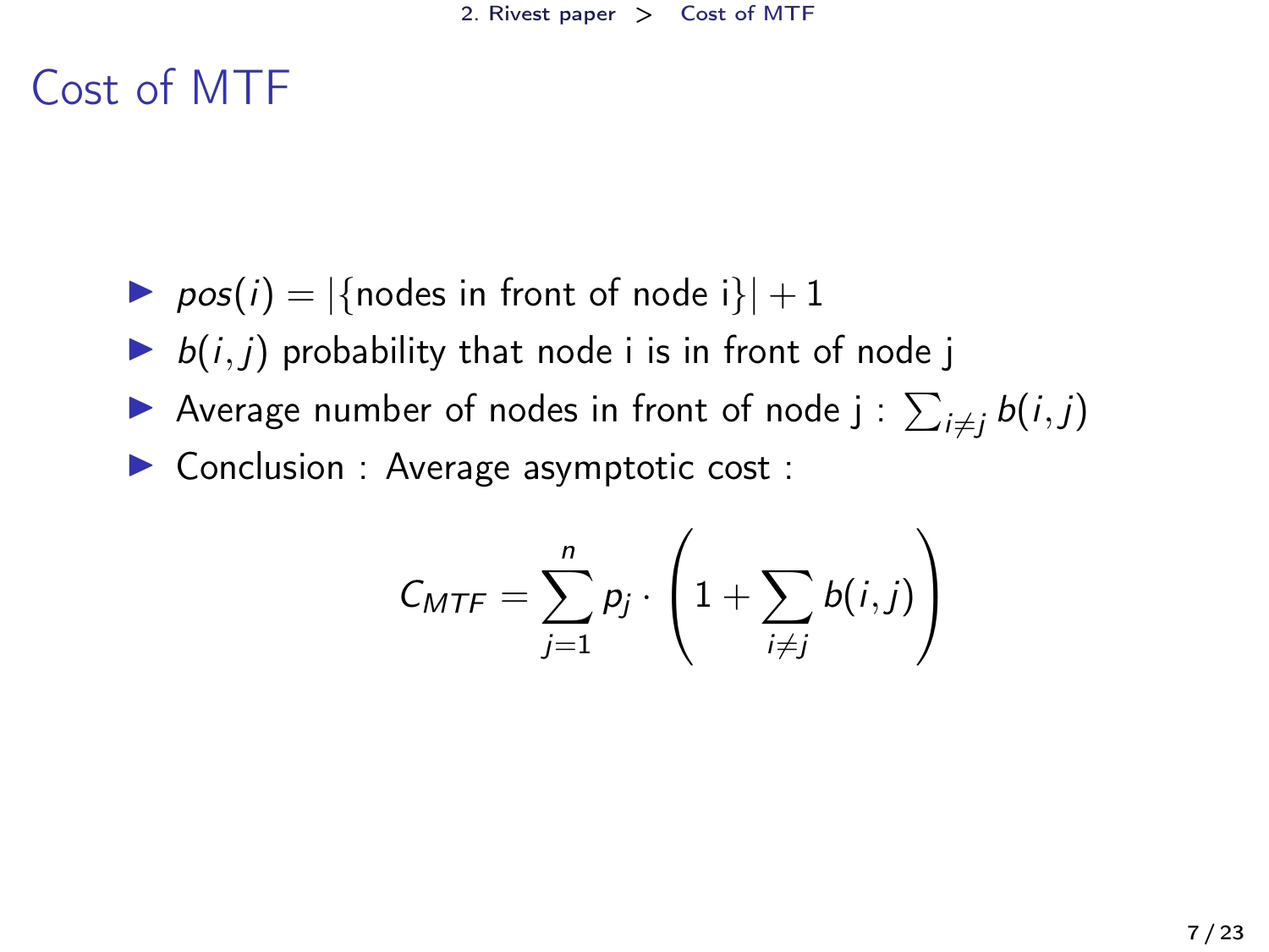# Cost of MTF

- $pos(i) = |\{\text{nodes in front of node i}\}| + 1$
- $b(i, j)$ probability that node i is in front of node j
- Average number of nodes in front of node j : $\sum_{i \neq j} b(i, j)$
- Conclusion : Average asymptotic cost :

$$C_{MTF} = \sum_{j=1}^{n} p_j \cdot \left( 1 + \sum_{i \neq j} b(i, j) \right)$$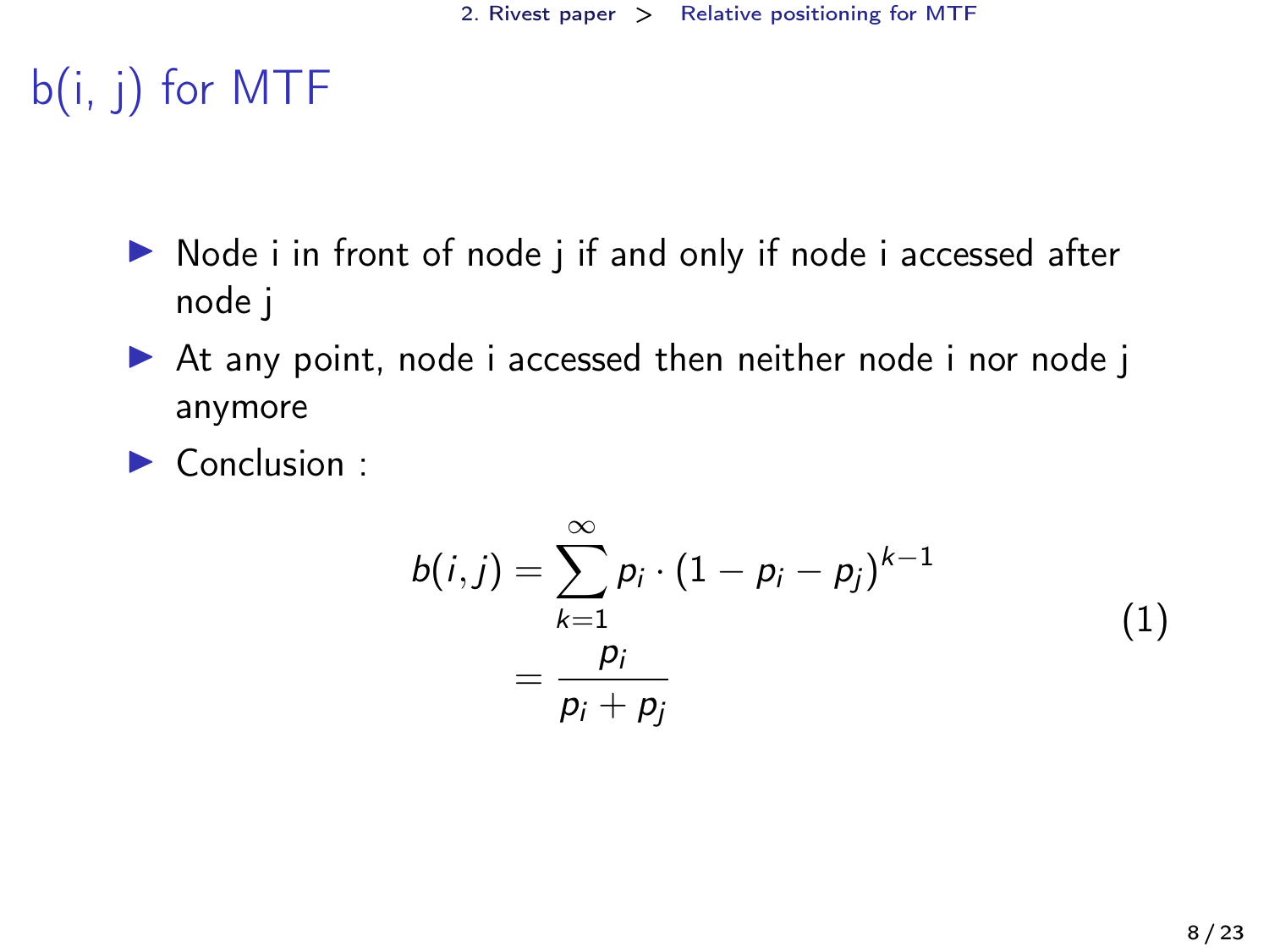# b(i, j) for MTF

- Node i in front of node j if and only if node i accessed after node j
- At any point, node i accessed then neither node i nor node j anymore
- Conclusion :

$$
\begin{aligned}
b(i,j) &= \sum_{k=1}^{\infty} p_i \cdot (1 - p_i - p_j)^{k-1} \\
&= \frac{p_i}{p_i + p_j}
\end{aligned} \tag{1}
$$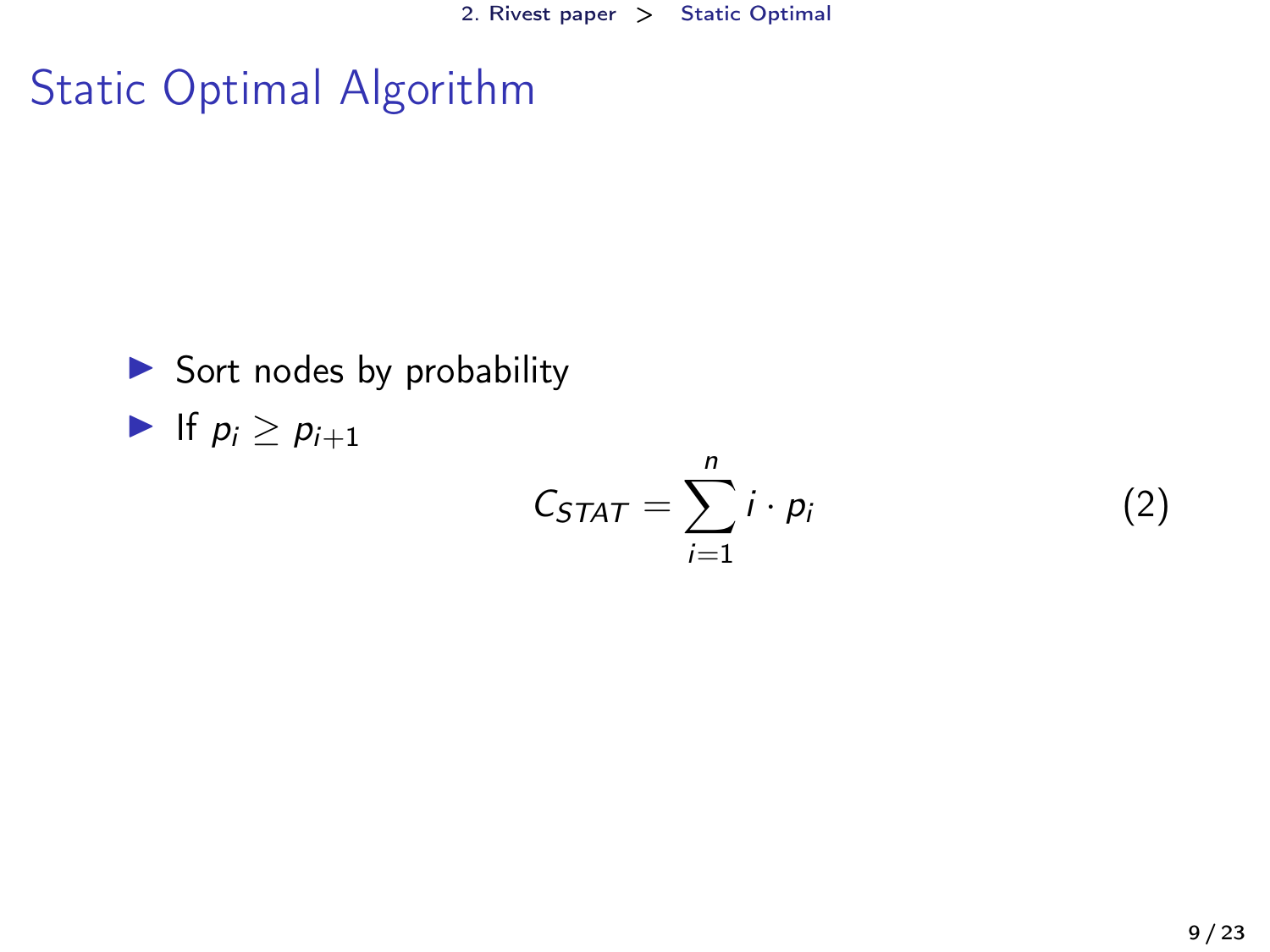# Static Optimal Algorithm

- Sort nodes by probability
- If $p_i \geq p_{i+1}$

$$C_{STAT} = \sum_{i=1}^{n} i \cdot p_i \tag{2}$$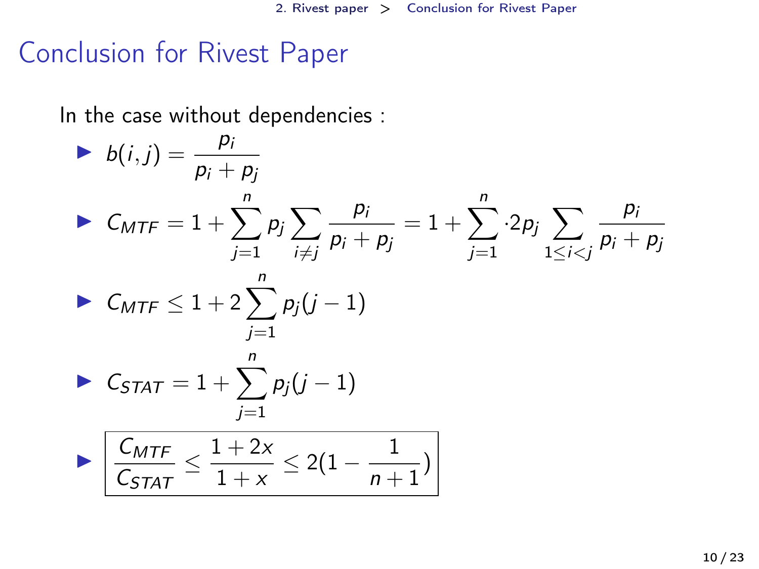# Conclusion for Rivest Paper

In the case without dependencies :

- $b(i,j) = \dfrac{p_i}{p_i + p_j}$
- $C_{MTF} = 1 + \sum_{j=1}^{n} p_j \sum_{i \neq j} \dfrac{p_i}{p_i + p_j} = 1 + \sum_{j=1}^{n} \cdot 2 p_j \sum_{1 \leq i < j} \dfrac{p_i}{p_i + p_j}$
- $C_{MTF} \leq 1 + 2 \sum_{j=1}^{n} p_j (j-1)$
- $C_{STAT} = 1 + \sum_{j=1}^{n} p_j (j-1)$
- $\boxed{\dfrac{C_{MTF}}{C_{STAT}} \leq \dfrac{1+2x}{1+x} \leq 2(1 - \dfrac{1}{n+1})}$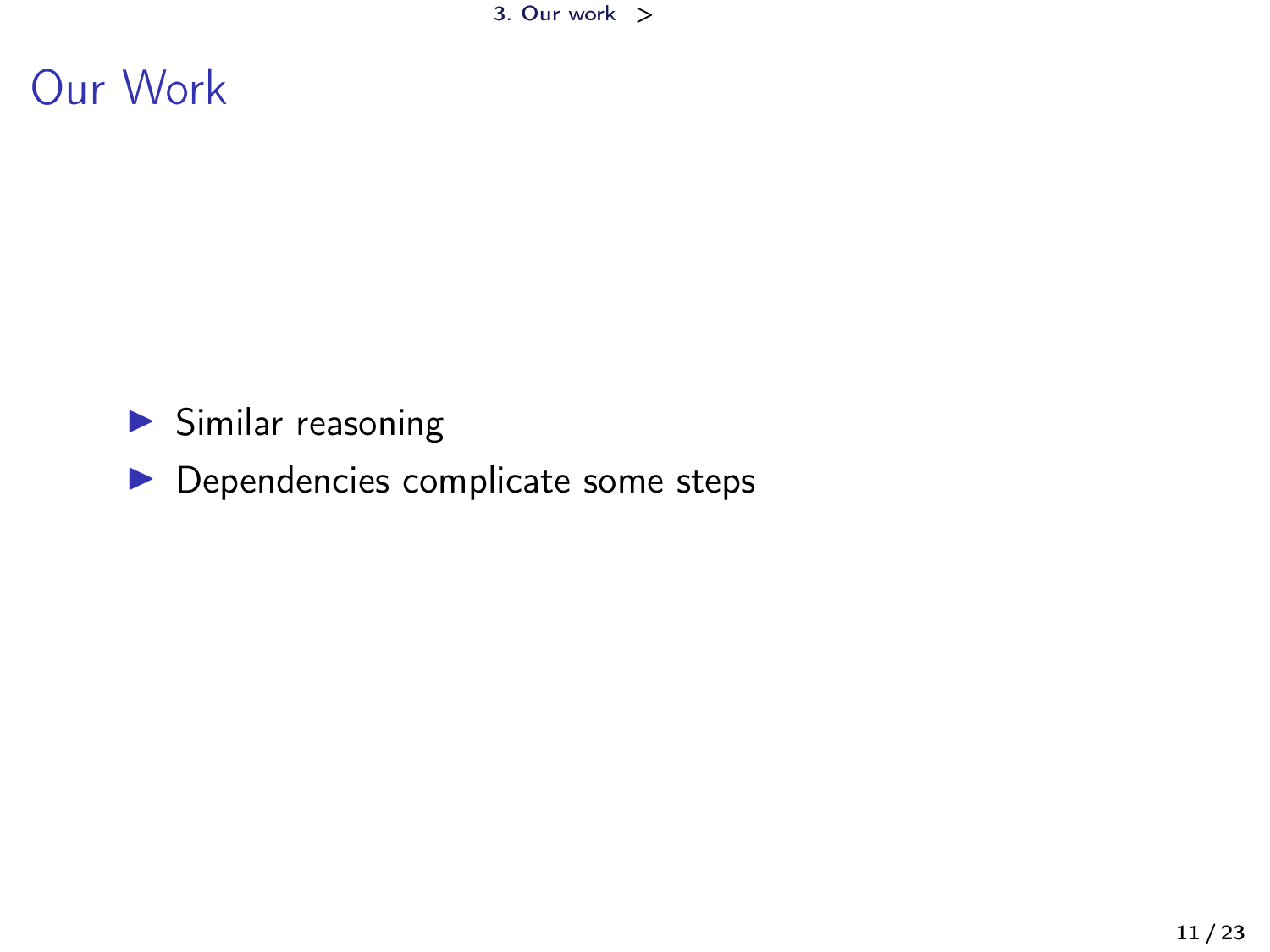# Our Work

- Similar reasoning
- Dependencies complicate some steps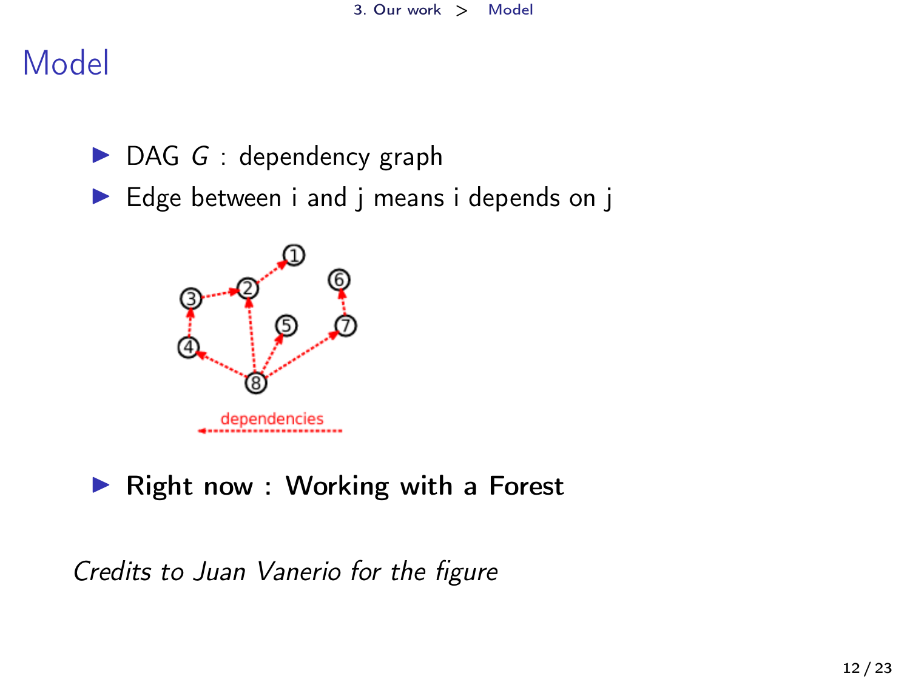# Model

- DAG $G$ : dependency graph
- Edge between i and j means i depends on j

- **Right now : Working with a Forest**

*Credits to Juan Vanerio for the figure*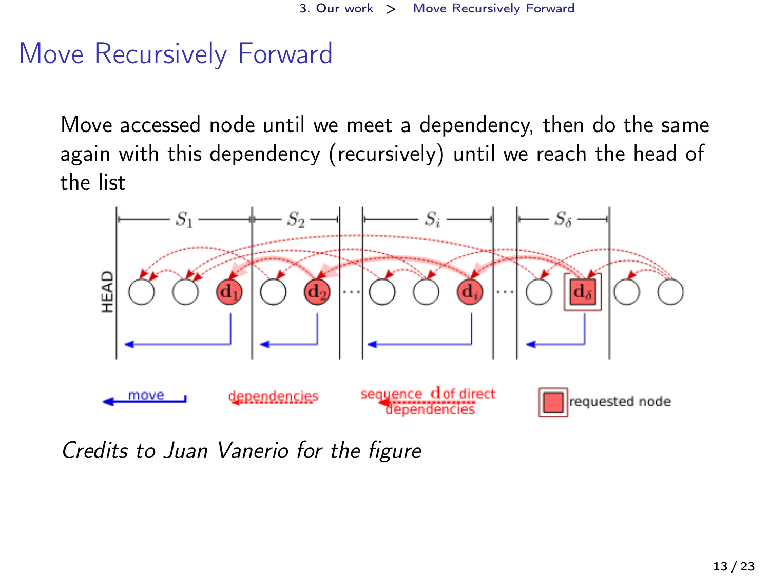# Move Recursively Forward

Move accessed node until we meet a dependency, then do the same again with this dependency (recursively) until we reach the head of the list

*Credits to Juan Vanerio for the figure*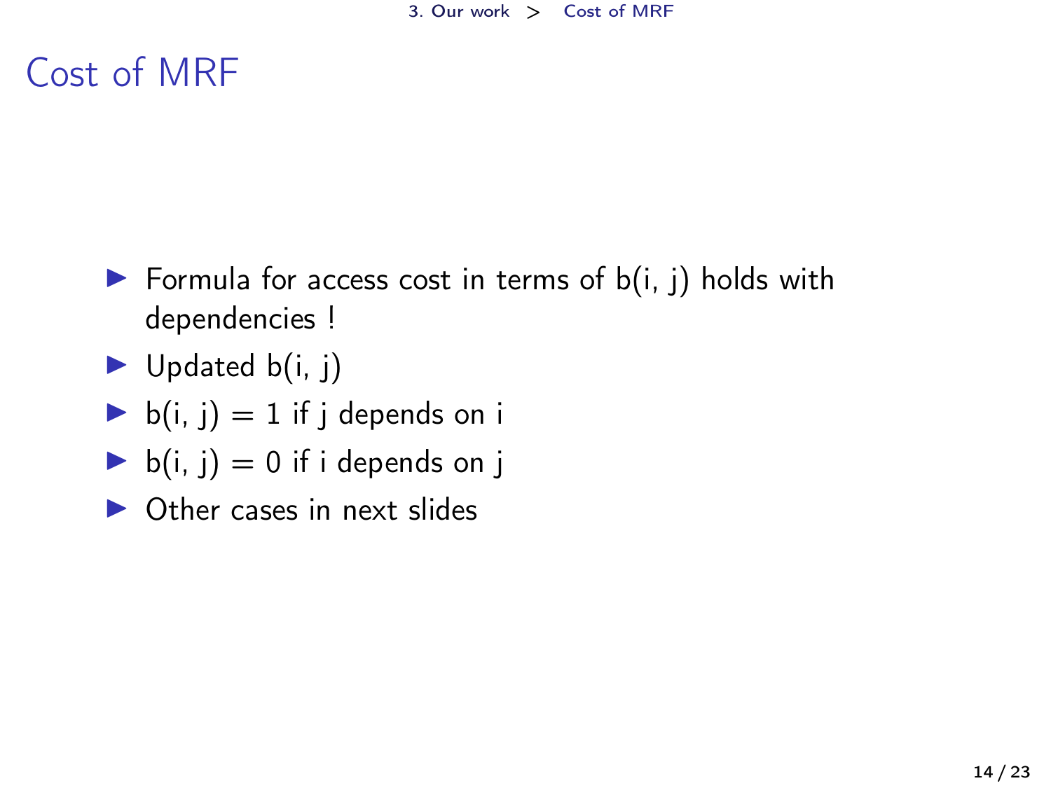# Cost of MRF

- Formula for access cost in terms of $b(i, j)$ holds with dependencies !
- Updated $b(i, j)$
- $b(i, j) = 1$ if j depends on i
- $b(i, j) = 0$ if i depends on j
- Other cases in next slides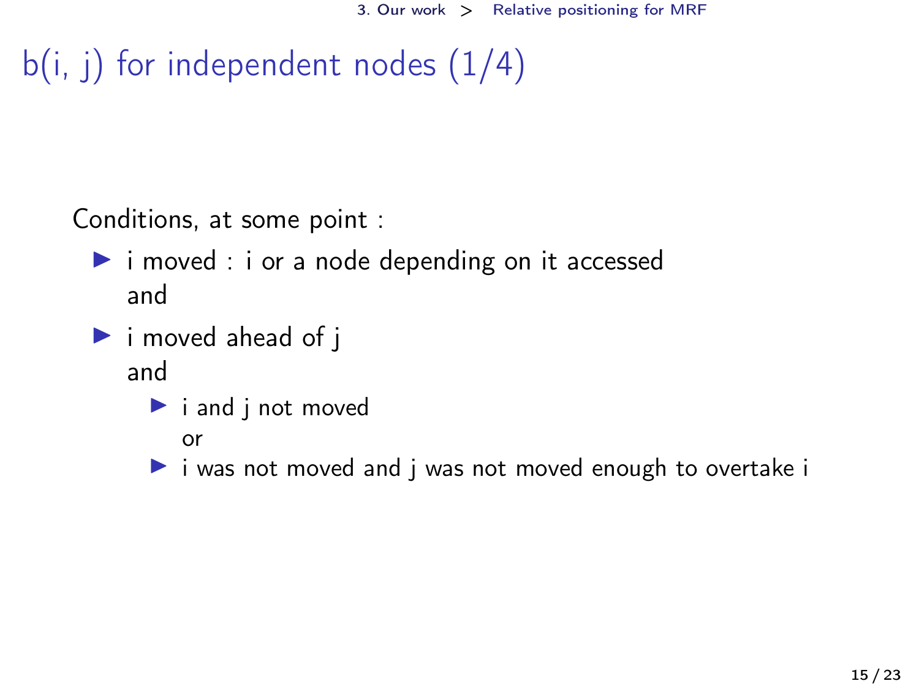# b(i, j) for independent nodes (1/4)

Conditions, at some point :

- i moved : i or a node depending on it accessed
  and
- i moved ahead of j
  and
  - i and j not moved
    or
  - i was not moved and j was not moved enough to overtake i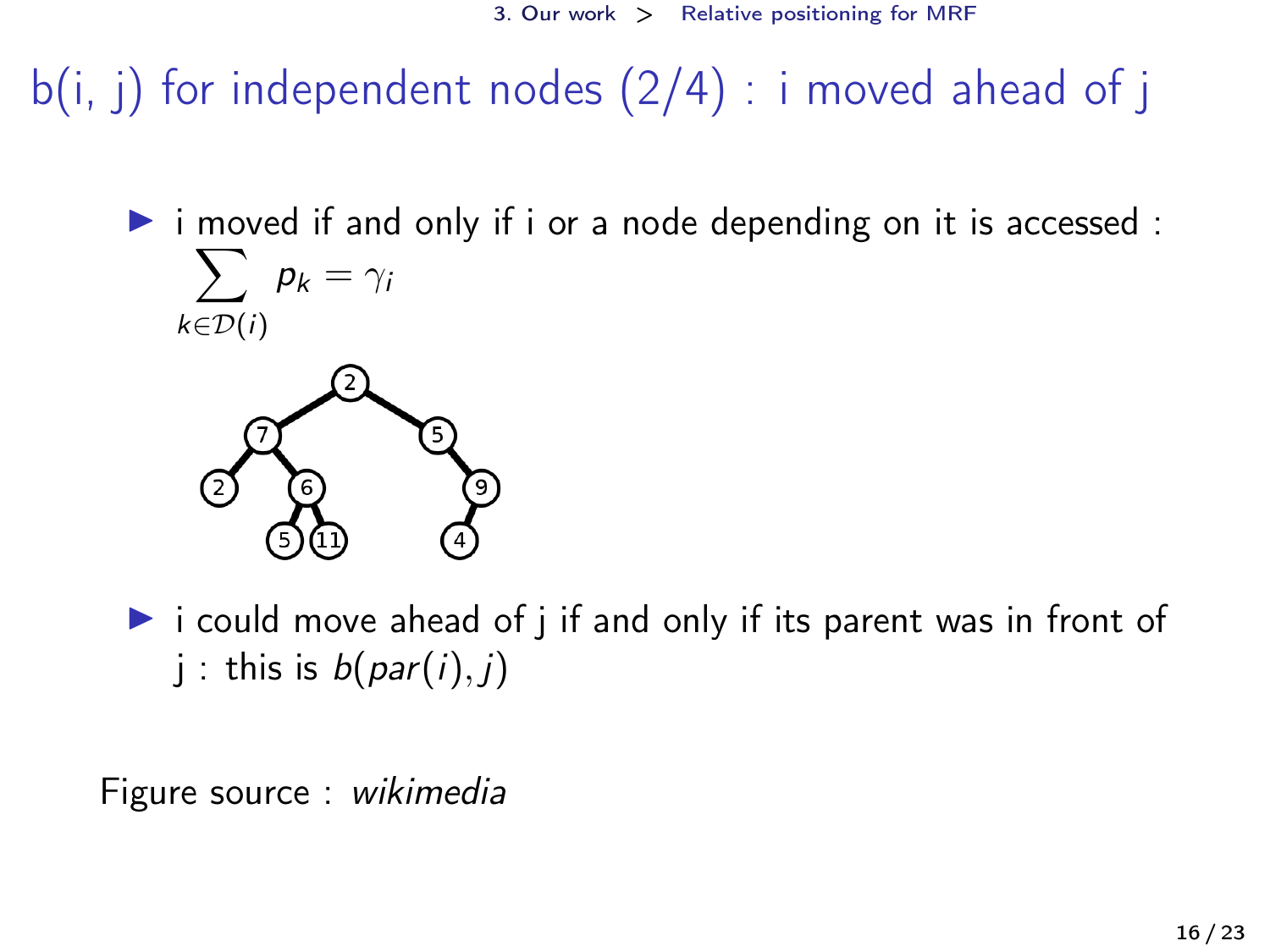# b(i, j) for independent nodes (2/4) : i moved ahead of j

- i moved if and only if i or a node depending on it is accessed : $\sum_{k \in \mathcal{D}(i)} p_k = \gamma_i$

- i could move ahead of j if and only if its parent was in front of j : this is $b(par(i), j)$

Figure source : *wikimedia*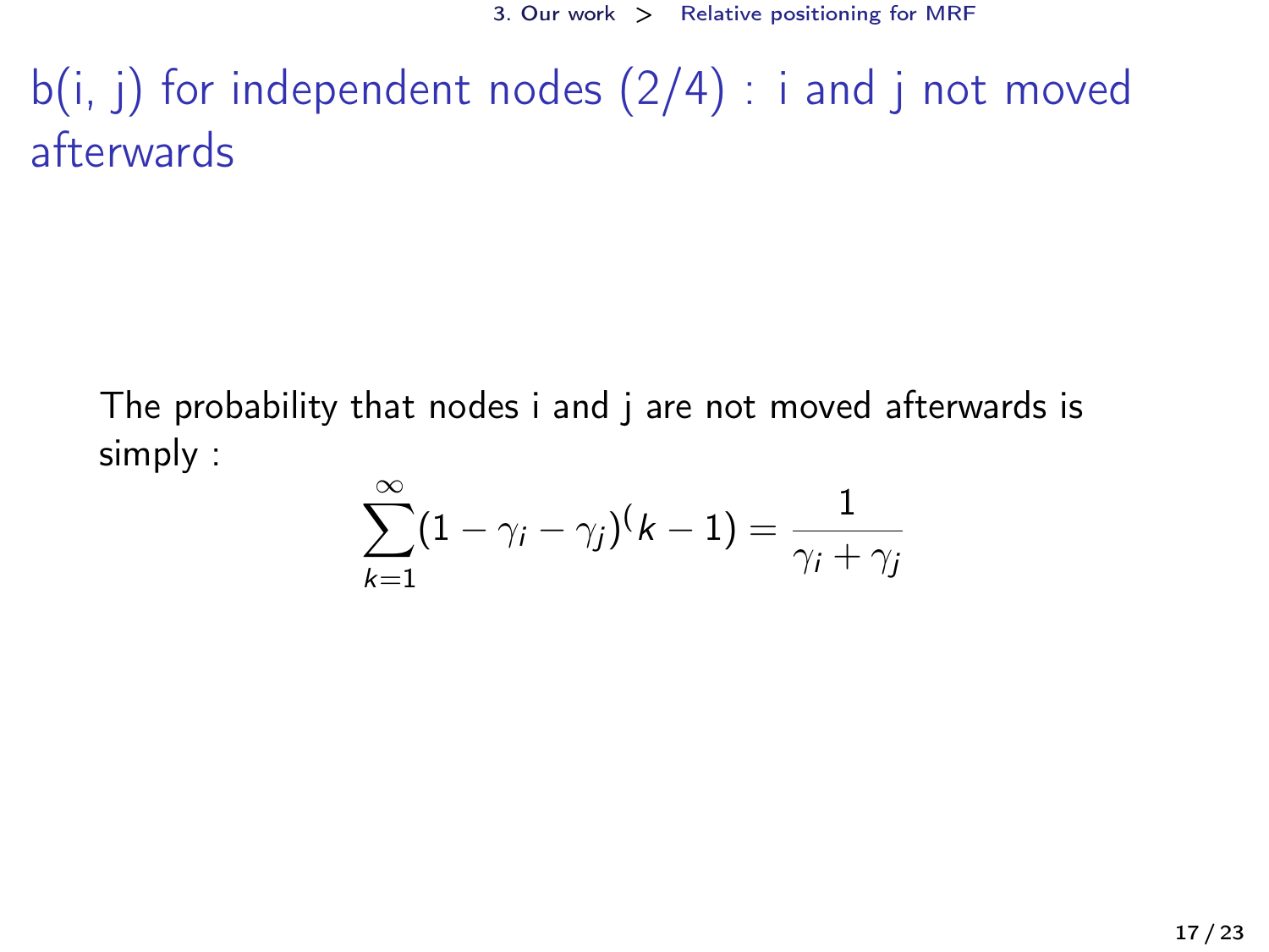# b(i, j) for independent nodes (2/4) : i and j not moved afterwards

The probability that nodes i and j are not moved afterwards is simply :

$$\sum_{k=1}^{\infty}(1-\gamma_i-\gamma_j)^(k-1) = \frac{1}{\gamma_i+\gamma_j}$$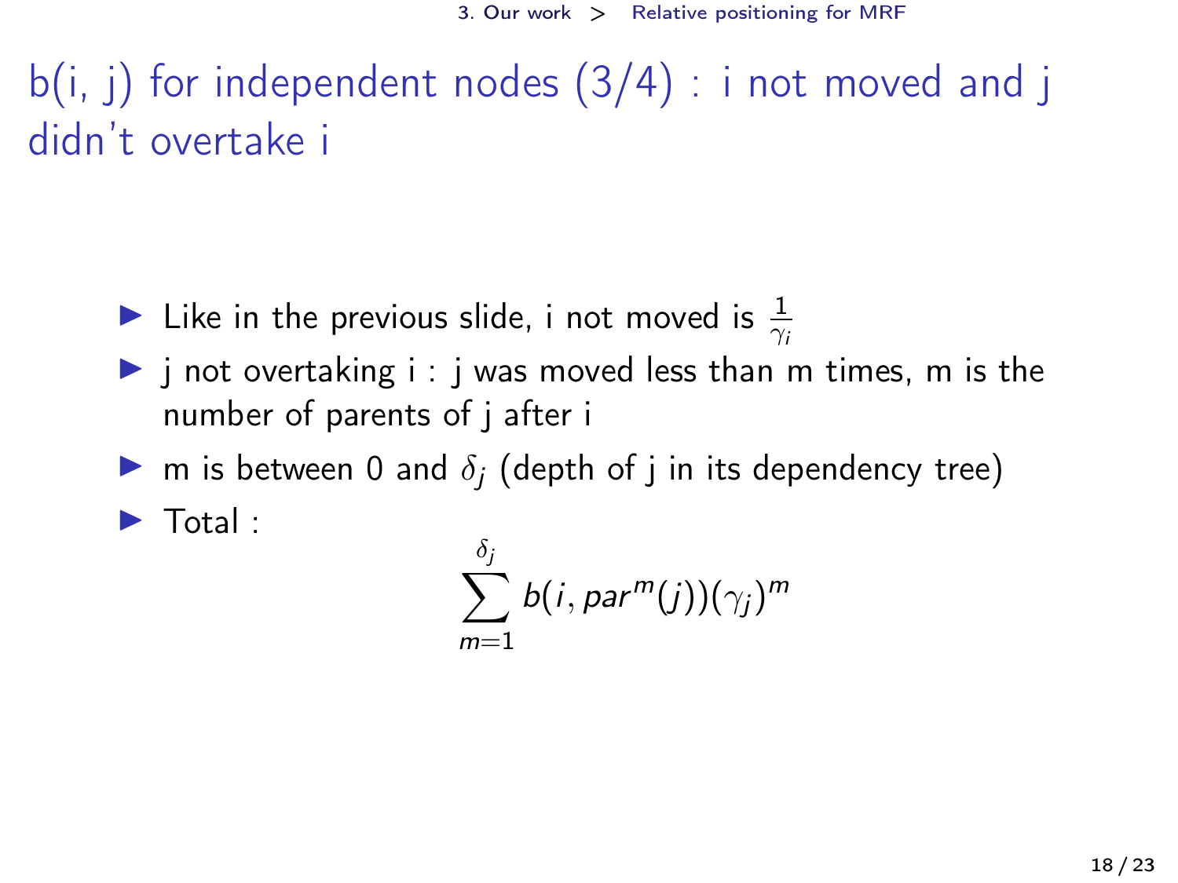# b(i, j) for independent nodes (3/4) : i not moved and j didn't overtake i

- Like in the previous slide, i not moved is $\frac{1}{\gamma_i}$
- j not overtaking i : j was moved less than m times, m is the number of parents of j after i
- m is between 0 and $\delta_j$ (depth of j in its dependency tree)
- Total :

$$\sum_{m=1}^{\delta_j} b(i, par^m(j))(\gamma_j)^m$$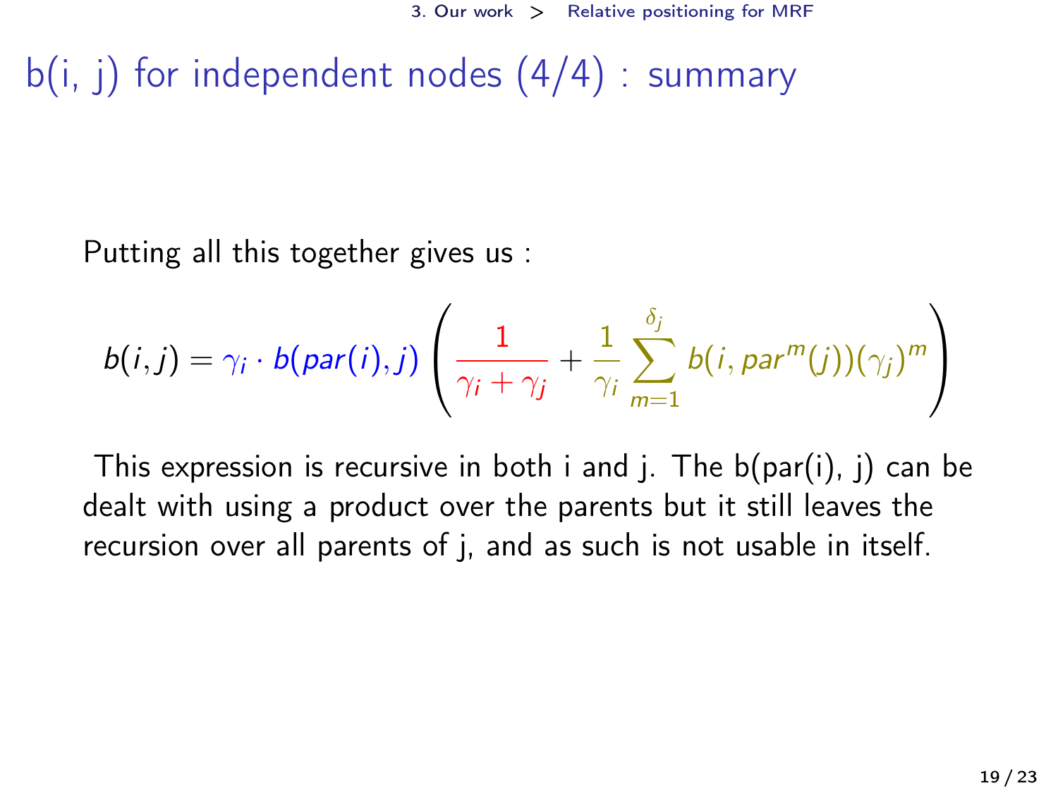# b(i, j) for independent nodes (4/4) : summary

Putting all this together gives us :

$$b(i,j) = \gamma_i \cdot b(par(i),j) \left( \frac{1}{\gamma_i + \gamma_j} + \frac{1}{\gamma_i} \sum_{m=1}^{\delta_j} b(i, par^m(j))(\gamma_j)^m \right)$$

This expression is recursive in both i and j. The b(par(i), j) can be dealt with using a product over the parents but it still leaves the recursion over all parents of j, and as such is not usable in itself.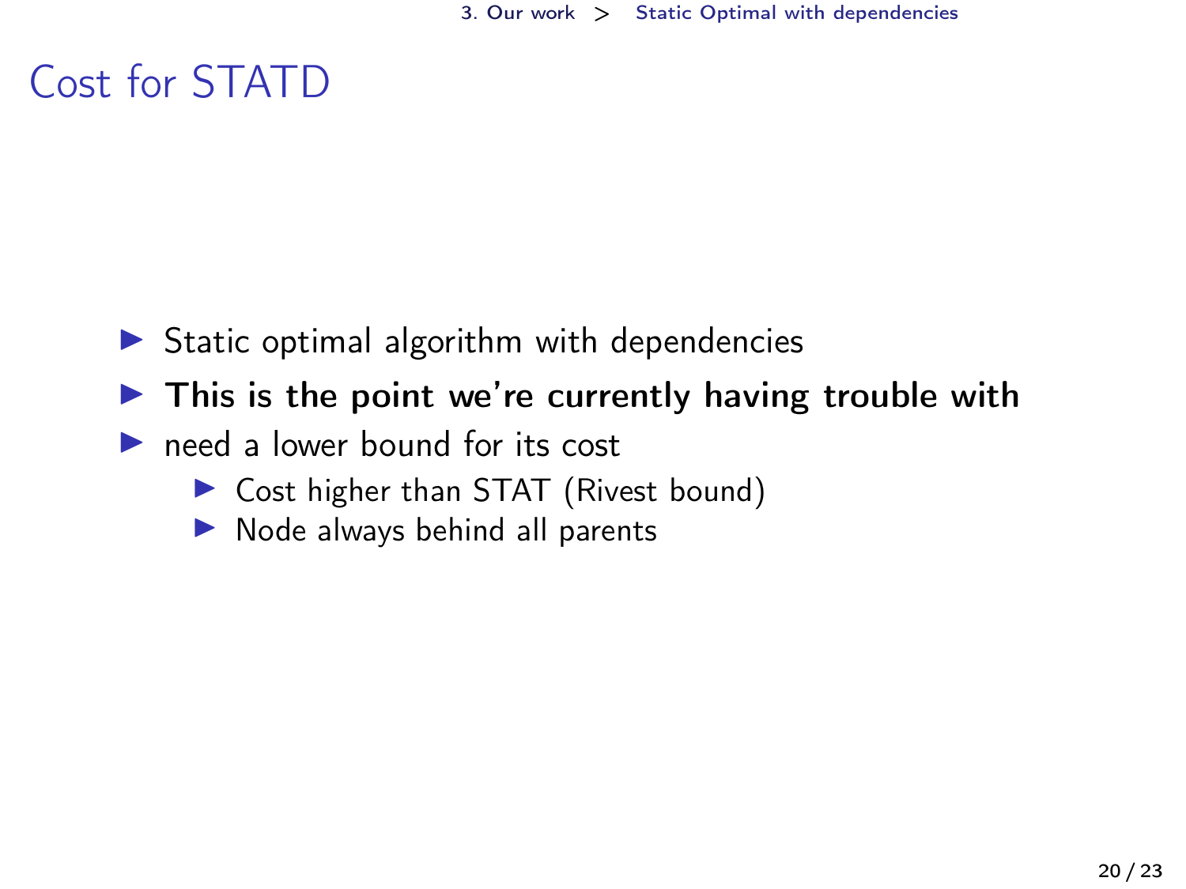# Cost for STATD

- Static optimal algorithm with dependencies
- **This is the point we're currently having trouble with**
- need a lower bound for its cost
  - Cost higher than STAT (Rivest bound)
  - Node always behind all parents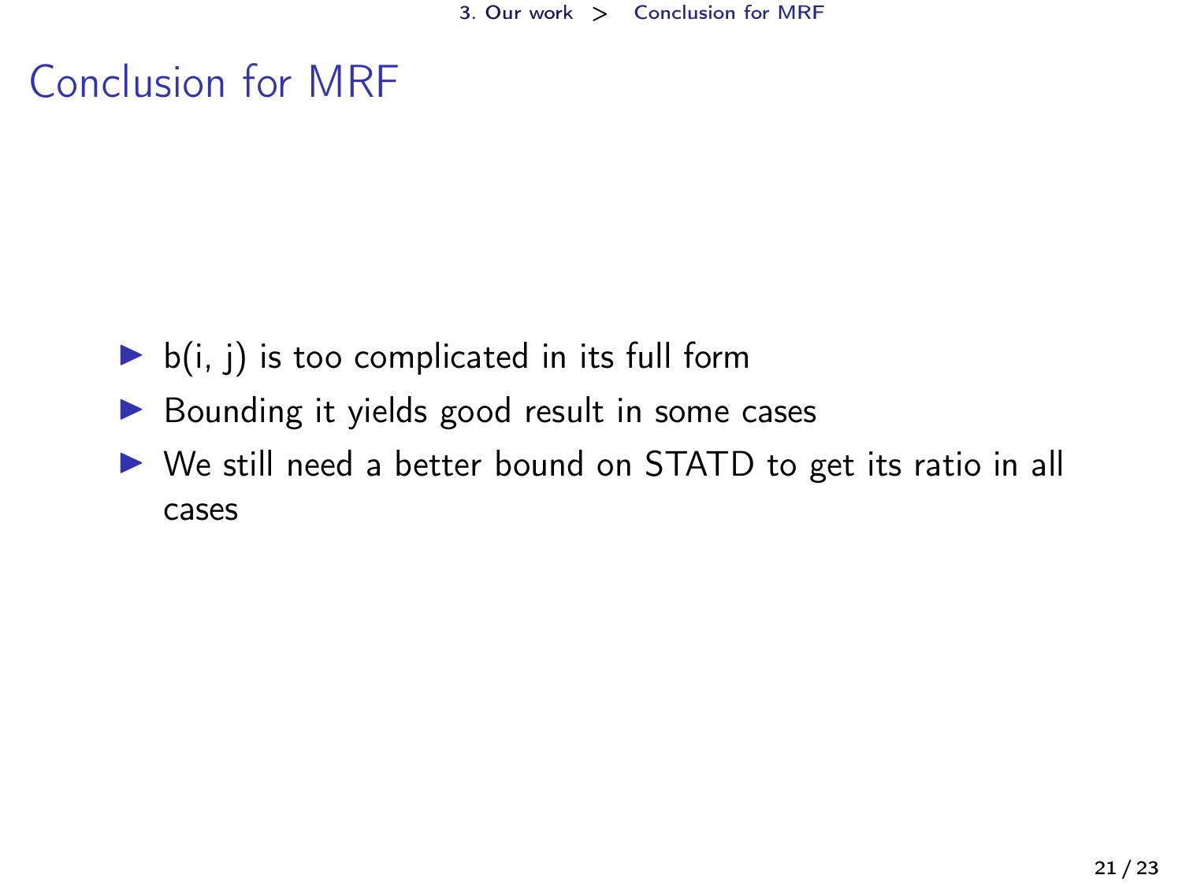# Conclusion for MRF

- $b(i, j)$ is too complicated in its full form
- Bounding it yields good result in some cases
- We still need a better bound on STATD to get its ratio in all cases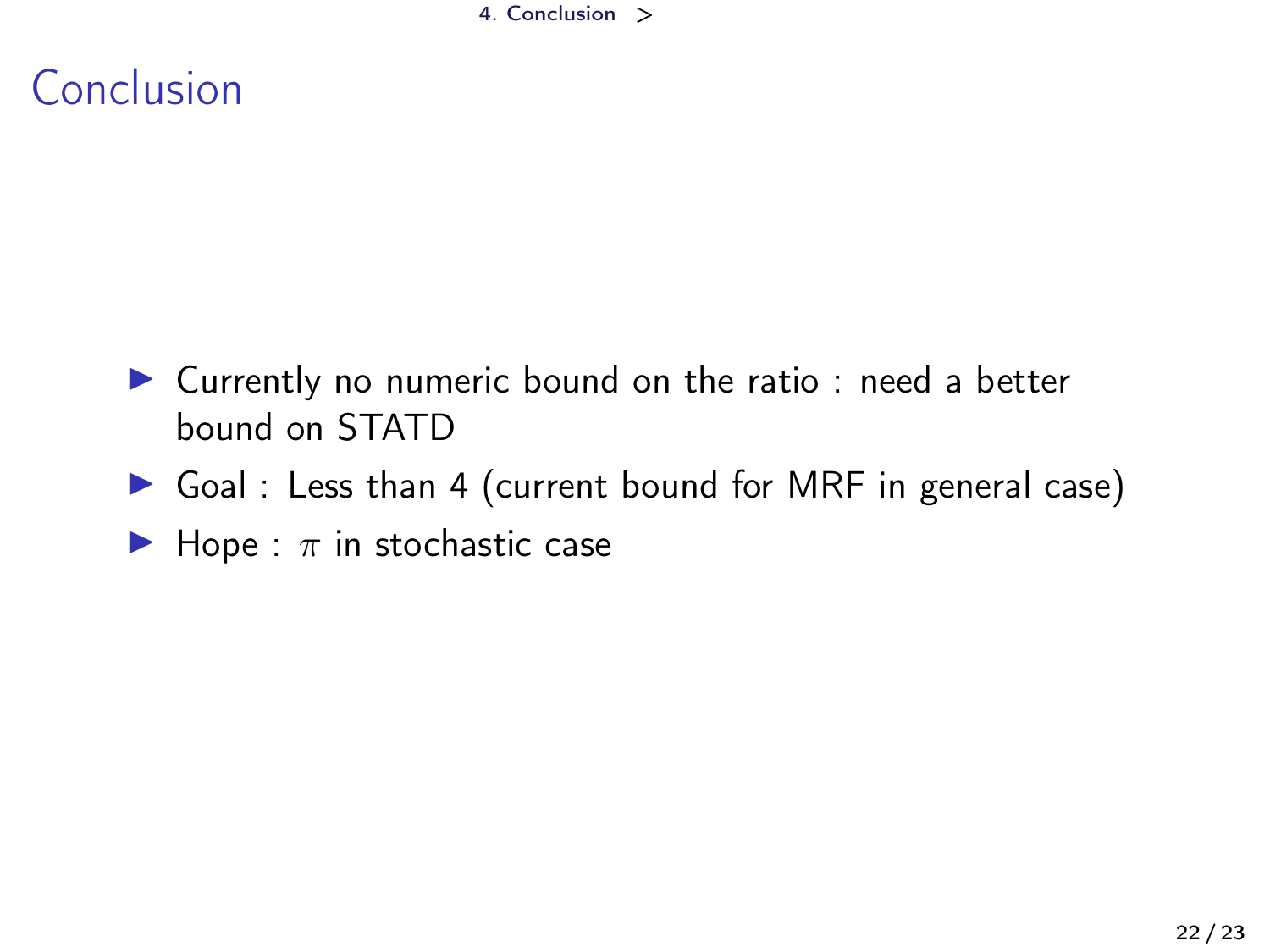# Conclusion

- Currently no numeric bound on the ratio : need a better bound on STATD
- Goal : Less than 4 (current bound for MRF in general case)
- Hope : $\pi$ in stochastic case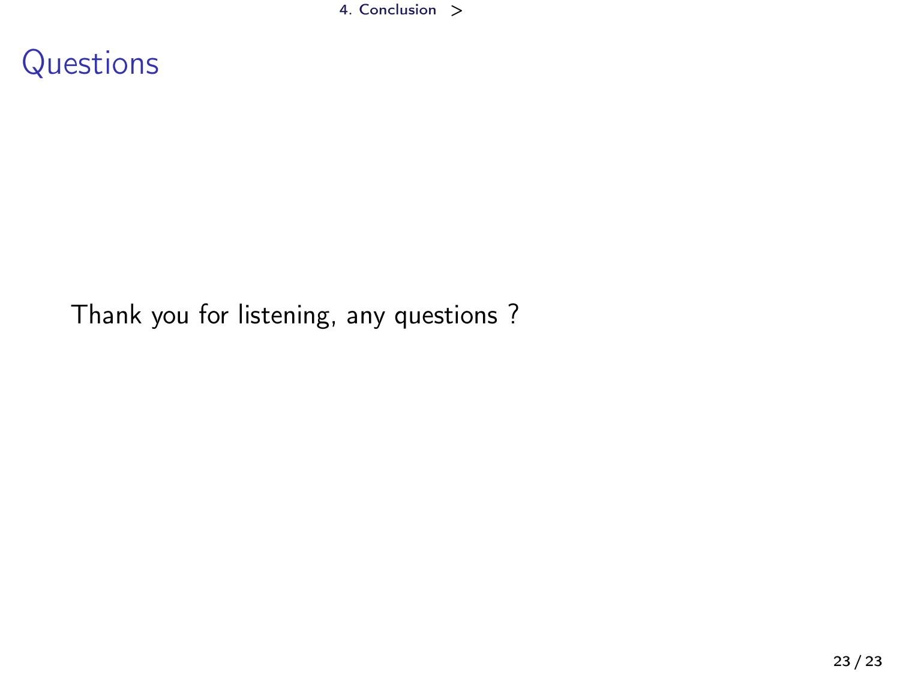# Questions

Thank you for listening, any questions ?